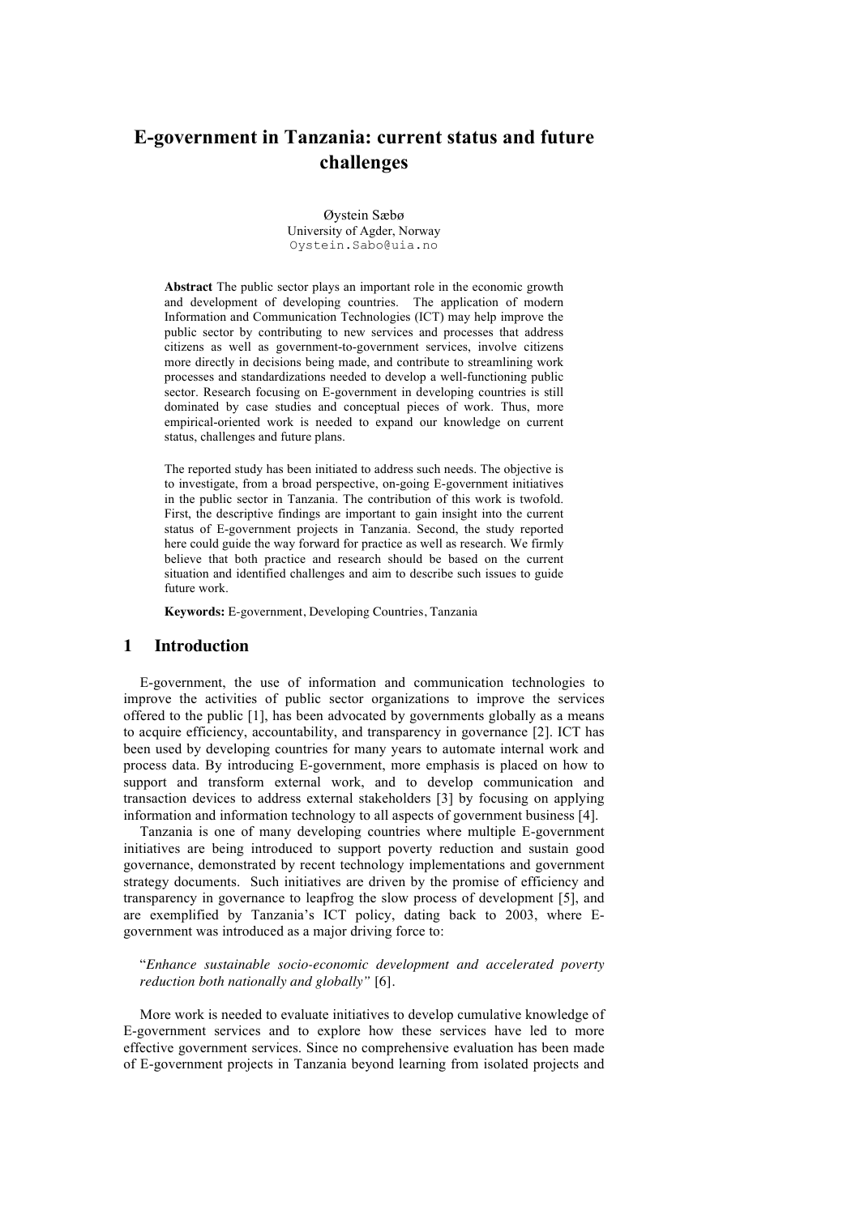# E-government in Tanzania: current status and future challenges

Øystein Sæbø
University of Agder, Norway
Oystein.Sabo@uia.no

**Abstract** The public sector plays an important role in the economic growth and development of developing countries. The application of modern Information and Communication Technologies (ICT) may help improve the public sector by contributing to new services and processes that address citizens as well as government-to-government services, involve citizens more directly in decisions being made, and contribute to streamlining work processes and standardizations needed to develop a well-functioning public sector. Research focusing on E-government in developing countries is still dominated by case studies and conceptual pieces of work. Thus, more empirical-oriented work is needed to expand our knowledge on current status, challenges and future plans.

The reported study has been initiated to address such needs. The objective is to investigate, from a broad perspective, on-going E-government initiatives in the public sector in Tanzania. The contribution of this work is twofold. First, the descriptive findings are important to gain insight into the current status of E-government projects in Tanzania. Second, the study reported here could guide the way forward for practice as well as research. We firmly believe that both practice and research should be based on the current situation and identified challenges and aim to describe such issues to guide future work.

**Keywords:** E-government, Developing Countries, Tanzania

## 1 Introduction

E-government, the use of information and communication technologies to improve the activities of public sector organizations to improve the services offered to the public [1], has been advocated by governments globally as a means to acquire efficiency, accountability, and transparency in governance [2]. ICT has been used by developing countries for many years to automate internal work and process data. By introducing E-government, more emphasis is placed on how to support and transform external work, and to develop communication and transaction devices to address external stakeholders [3] by focusing on applying information and information technology to all aspects of government business [4].

Tanzania is one of many developing countries where multiple E-government initiatives are being introduced to support poverty reduction and sustain good governance, demonstrated by recent technology implementations and government strategy documents. Such initiatives are driven by the promise of efficiency and transparency in governance to leapfrog the slow process of development [5], and are exemplified by Tanzania's ICT policy, dating back to 2003, where E-government was introduced as a major driving force to:

> "*Enhance sustainable socio-economic development and accelerated poverty reduction both nationally and globally"* [6].

More work is needed to evaluate initiatives to develop cumulative knowledge of E-government services and to explore how these services have led to more effective government services. Since no comprehensive evaluation has been made of E-government projects in Tanzania beyond learning from isolated projects and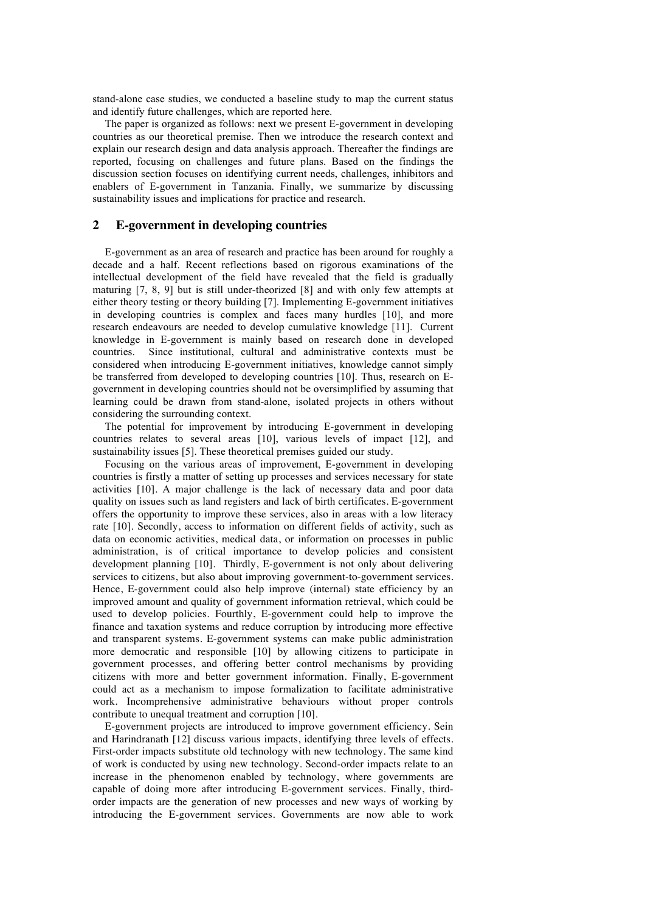stand-alone case studies, we conducted a baseline study to map the current status and identify future challenges, which are reported here.

The paper is organized as follows: next we present E-government in developing countries as our theoretical premise. Then we introduce the research context and explain our research design and data analysis approach. Thereafter the findings are reported, focusing on challenges and future plans. Based on the findings the discussion section focuses on identifying current needs, challenges, inhibitors and enablers of E-government in Tanzania. Finally, we summarize by discussing sustainability issues and implications for practice and research.

## 2 E-government in developing countries

E-government as an area of research and practice has been around for roughly a decade and a half. Recent reflections based on rigorous examinations of the intellectual development of the field have revealed that the field is gradually maturing [7, 8, 9] but is still under-theorized [8] and with only few attempts at either theory testing or theory building [7]. Implementing E-government initiatives in developing countries is complex and faces many hurdles [10], and more research endeavours are needed to develop cumulative knowledge [11]. Current knowledge in E-government is mainly based on research done in developed countries. Since institutional, cultural and administrative contexts must be considered when introducing E-government initiatives, knowledge cannot simply be transferred from developed to developing countries [10]. Thus, research on E-government in developing countries should not be oversimplified by assuming that learning could be drawn from stand-alone, isolated projects in others without considering the surrounding context.

The potential for improvement by introducing E-government in developing countries relates to several areas [10], various levels of impact [12], and sustainability issues [5]. These theoretical premises guided our study.

Focusing on the various areas of improvement, E-government in developing countries is firstly a matter of setting up processes and services necessary for state activities [10]. A major challenge is the lack of necessary data and poor data quality on issues such as land registers and lack of birth certificates. E-government offers the opportunity to improve these services, also in areas with a low literacy rate [10]. Secondly, access to information on different fields of activity, such as data on economic activities, medical data, or information on processes in public administration, is of critical importance to develop policies and consistent development planning [10]. Thirdly, E-government is not only about delivering services to citizens, but also about improving government-to-government services. Hence, E-government could also help improve (internal) state efficiency by an improved amount and quality of government information retrieval, which could be used to develop policies. Fourthly, E-government could help to improve the finance and taxation systems and reduce corruption by introducing more effective and transparent systems. E-government systems can make public administration more democratic and responsible [10] by allowing citizens to participate in government processes, and offering better control mechanisms by providing citizens with more and better government information. Finally, E-government could act as a mechanism to impose formalization to facilitate administrative work. Incomprehensive administrative behaviours without proper controls contribute to unequal treatment and corruption [10].

E-government projects are introduced to improve government efficiency. Sein and Harindranath [12] discuss various impacts, identifying three levels of effects. First-order impacts substitute old technology with new technology. The same kind of work is conducted by using new technology. Second-order impacts relate to an increase in the phenomenon enabled by technology, where governments are capable of doing more after introducing E-government services. Finally, third-order impacts are the generation of new processes and new ways of working by introducing the E-government services. Governments are now able to work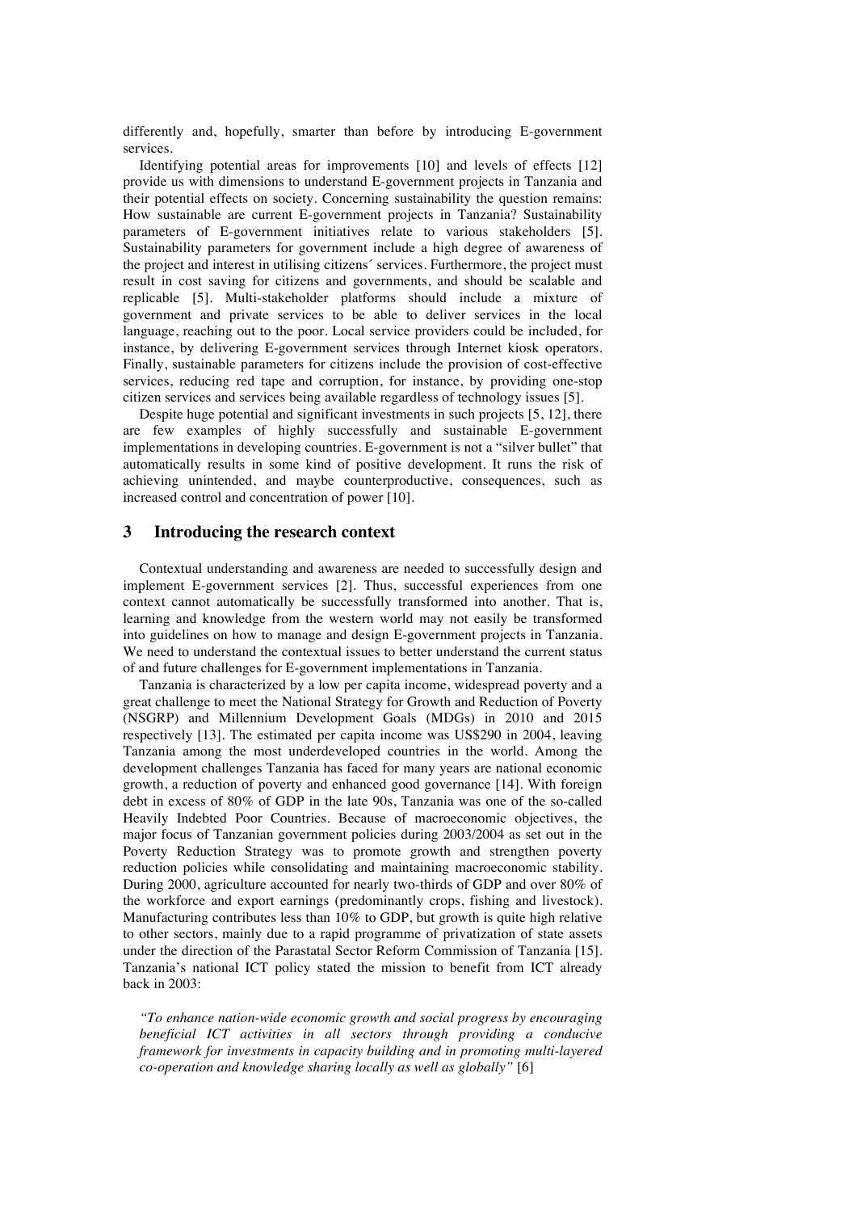differently and, hopefully, smarter than before by introducing E-government services.

Identifying potential areas for improvements [10] and levels of effects [12] provide us with dimensions to understand E-government projects in Tanzania and their potential effects on society. Concerning sustainability the question remains: How sustainable are current E-government projects in Tanzania? Sustainability parameters of E-government initiatives relate to various stakeholders [5]. Sustainability parameters for government include a high degree of awareness of the project and interest in utilising citizens´ services. Furthermore, the project must result in cost saving for citizens and governments, and should be scalable and replicable [5]. Multi-stakeholder platforms should include a mixture of government and private services to be able to deliver services in the local language, reaching out to the poor. Local service providers could be included, for instance, by delivering E-government services through Internet kiosk operators. Finally, sustainable parameters for citizens include the provision of cost-effective services, reducing red tape and corruption, for instance, by providing one-stop citizen services and services being available regardless of technology issues [5].

Despite huge potential and significant investments in such projects [5, 12], there are few examples of highly successfully and sustainable E-government implementations in developing countries. E-government is not a "silver bullet" that automatically results in some kind of positive development. It runs the risk of achieving unintended, and maybe counterproductive, consequences, such as increased control and concentration of power [10].

## 3 Introducing the research context

Contextual understanding and awareness are needed to successfully design and implement E-government services [2]. Thus, successful experiences from one context cannot automatically be successfully transformed into another. That is, learning and knowledge from the western world may not easily be transformed into guidelines on how to manage and design E-government projects in Tanzania. We need to understand the contextual issues to better understand the current status of and future challenges for E-government implementations in Tanzania.

Tanzania is characterized by a low per capita income, widespread poverty and a great challenge to meet the National Strategy for Growth and Reduction of Poverty (NSGRP) and Millennium Development Goals (MDGs) in 2010 and 2015 respectively [13]. The estimated per capita income was US$290 in 2004, leaving Tanzania among the most underdeveloped countries in the world. Among the development challenges Tanzania has faced for many years are national economic growth, a reduction of poverty and enhanced good governance [14]. With foreign debt in excess of 80% of GDP in the late 90s, Tanzania was one of the so-called Heavily Indebted Poor Countries. Because of macroeconomic objectives, the major focus of Tanzanian government policies during 2003/2004 as set out in the Poverty Reduction Strategy was to promote growth and strengthen poverty reduction policies while consolidating and maintaining macroeconomic stability. During 2000, agriculture accounted for nearly two-thirds of GDP and over 80% of the workforce and export earnings (predominantly crops, fishing and livestock). Manufacturing contributes less than 10% to GDP, but growth is quite high relative to other sectors, mainly due to a rapid programme of privatization of state assets under the direction of the Parastatal Sector Reform Commission of Tanzania [15]. Tanzania's national ICT policy stated the mission to benefit from ICT already back in 2003:

> *"To enhance nation-wide economic growth and social progress by encouraging beneficial ICT activities in all sectors through providing a conducive framework for investments in capacity building and in promoting multi-layered co-operation and knowledge sharing locally as well as globally"* [6]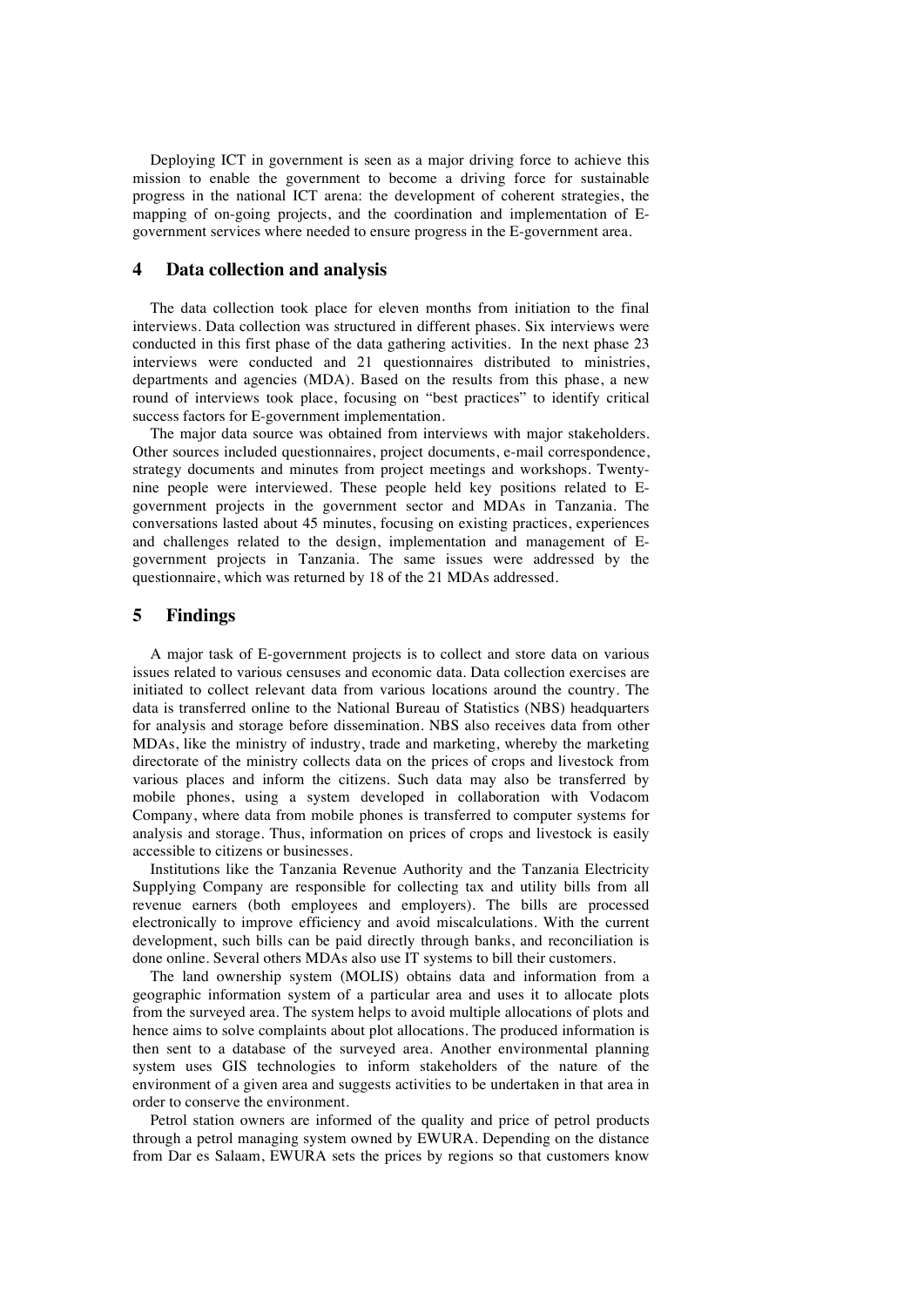Deploying ICT in government is seen as a major driving force to achieve this mission to enable the government to become a driving force for sustainable progress in the national ICT arena: the development of coherent strategies, the mapping of on-going projects, and the coordination and implementation of E-government services where needed to ensure progress in the E-government area.

## 4 Data collection and analysis

The data collection took place for eleven months from initiation to the final interviews. Data collection was structured in different phases. Six interviews were conducted in this first phase of the data gathering activities. In the next phase 23 interviews were conducted and 21 questionnaires distributed to ministries, departments and agencies (MDA). Based on the results from this phase, a new round of interviews took place, focusing on "best practices" to identify critical success factors for E-government implementation.

The major data source was obtained from interviews with major stakeholders. Other sources included questionnaires, project documents, e-mail correspondence, strategy documents and minutes from project meetings and workshops. Twenty-nine people were interviewed. These people held key positions related to E-government projects in the government sector and MDAs in Tanzania. The conversations lasted about 45 minutes, focusing on existing practices, experiences and challenges related to the design, implementation and management of E-government projects in Tanzania. The same issues were addressed by the questionnaire, which was returned by 18 of the 21 MDAs addressed.

## 5 Findings

A major task of E-government projects is to collect and store data on various issues related to various censuses and economic data. Data collection exercises are initiated to collect relevant data from various locations around the country. The data is transferred online to the National Bureau of Statistics (NBS) headquarters for analysis and storage before dissemination. NBS also receives data from other MDAs, like the ministry of industry, trade and marketing, whereby the marketing directorate of the ministry collects data on the prices of crops and livestock from various places and inform the citizens. Such data may also be transferred by mobile phones, using a system developed in collaboration with Vodacom Company, where data from mobile phones is transferred to computer systems for analysis and storage. Thus, information on prices of crops and livestock is easily accessible to citizens or businesses.

Institutions like the Tanzania Revenue Authority and the Tanzania Electricity Supplying Company are responsible for collecting tax and utility bills from all revenue earners (both employees and employers). The bills are processed electronically to improve efficiency and avoid miscalculations. With the current development, such bills can be paid directly through banks, and reconciliation is done online. Several others MDAs also use IT systems to bill their customers.

The land ownership system (MOLIS) obtains data and information from a geographic information system of a particular area and uses it to allocate plots from the surveyed area. The system helps to avoid multiple allocations of plots and hence aims to solve complaints about plot allocations. The produced information is then sent to a database of the surveyed area. Another environmental planning system uses GIS technologies to inform stakeholders of the nature of the environment of a given area and suggests activities to be undertaken in that area in order to conserve the environment.

Petrol station owners are informed of the quality and price of petrol products through a petrol managing system owned by EWURA. Depending on the distance from Dar es Salaam, EWURA sets the prices by regions so that customers know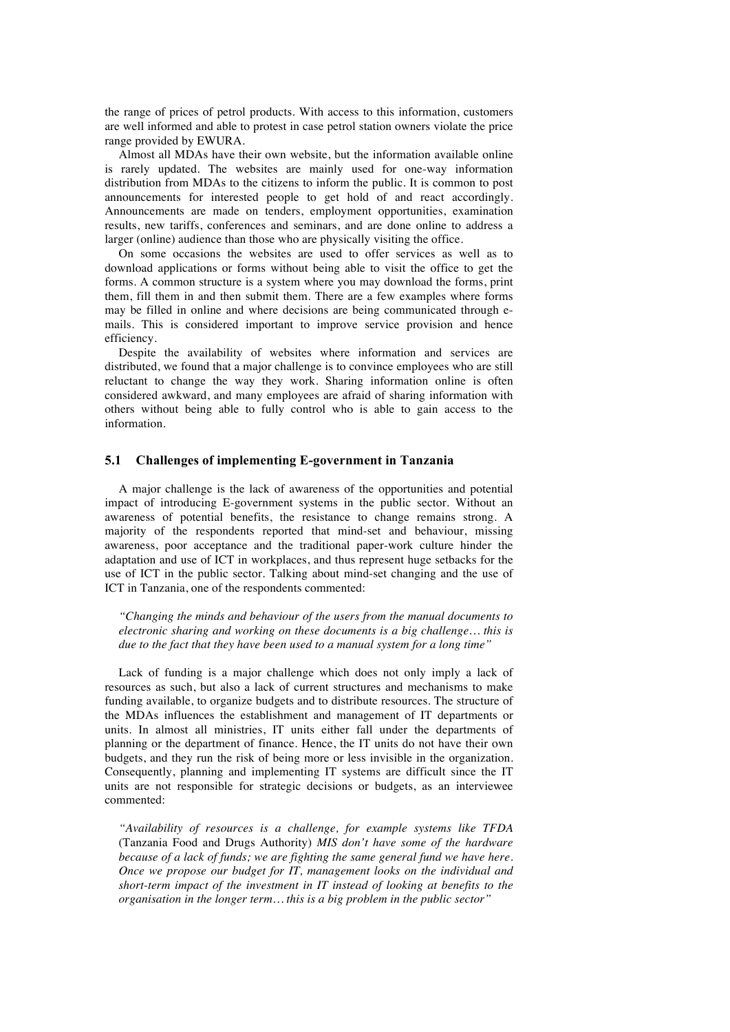the range of prices of petrol products. With access to this information, customers are well informed and able to protest in case petrol station owners violate the price range provided by EWURA.

Almost all MDAs have their own website, but the information available online is rarely updated. The websites are mainly used for one-way information distribution from MDAs to the citizens to inform the public. It is common to post announcements for interested people to get hold of and react accordingly. Announcements are made on tenders, employment opportunities, examination results, new tariffs, conferences and seminars, and are done online to address a larger (online) audience than those who are physically visiting the office.

On some occasions the websites are used to offer services as well as to download applications or forms without being able to visit the office to get the forms. A common structure is a system where you may download the forms, print them, fill them in and then submit them. There are a few examples where forms may be filled in online and where decisions are being communicated through e-mails. This is considered important to improve service provision and hence efficiency.

Despite the availability of websites where information and services are distributed, we found that a major challenge is to convince employees who are still reluctant to change the way they work. Sharing information online is often considered awkward, and many employees are afraid of sharing information with others without being able to fully control who is able to gain access to the information.

## 5.1 Challenges of implementing E-government in Tanzania

A major challenge is the lack of awareness of the opportunities and potential impact of introducing E-government systems in the public sector. Without an awareness of potential benefits, the resistance to change remains strong. A majority of the respondents reported that mind-set and behaviour, missing awareness, poor acceptance and the traditional paper-work culture hinder the adaptation and use of ICT in workplaces, and thus represent huge setbacks for the use of ICT in the public sector. Talking about mind-set changing and the use of ICT in Tanzania, one of the respondents commented:

> *"Changing the minds and behaviour of the users from the manual documents to electronic sharing and working on these documents is a big challenge… this is due to the fact that they have been used to a manual system for a long time"*

Lack of funding is a major challenge which does not only imply a lack of resources as such, but also a lack of current structures and mechanisms to make funding available, to organize budgets and to distribute resources. The structure of the MDAs influences the establishment and management of IT departments or units. In almost all ministries, IT units either fall under the departments of planning or the department of finance. Hence, the IT units do not have their own budgets, and they run the risk of being more or less invisible in the organization. Consequently, planning and implementing IT systems are difficult since the IT units are not responsible for strategic decisions or budgets, as an interviewee commented:

> *"Availability of resources is a challenge, for example systems like TFDA* (Tanzania Food and Drugs Authority) *MIS don't have some of the hardware because of a lack of funds; we are fighting the same general fund we have here. Once we propose our budget for IT, management looks on the individual and short-term impact of the investment in IT instead of looking at benefits to the organisation in the longer term… this is a big problem in the public sector"*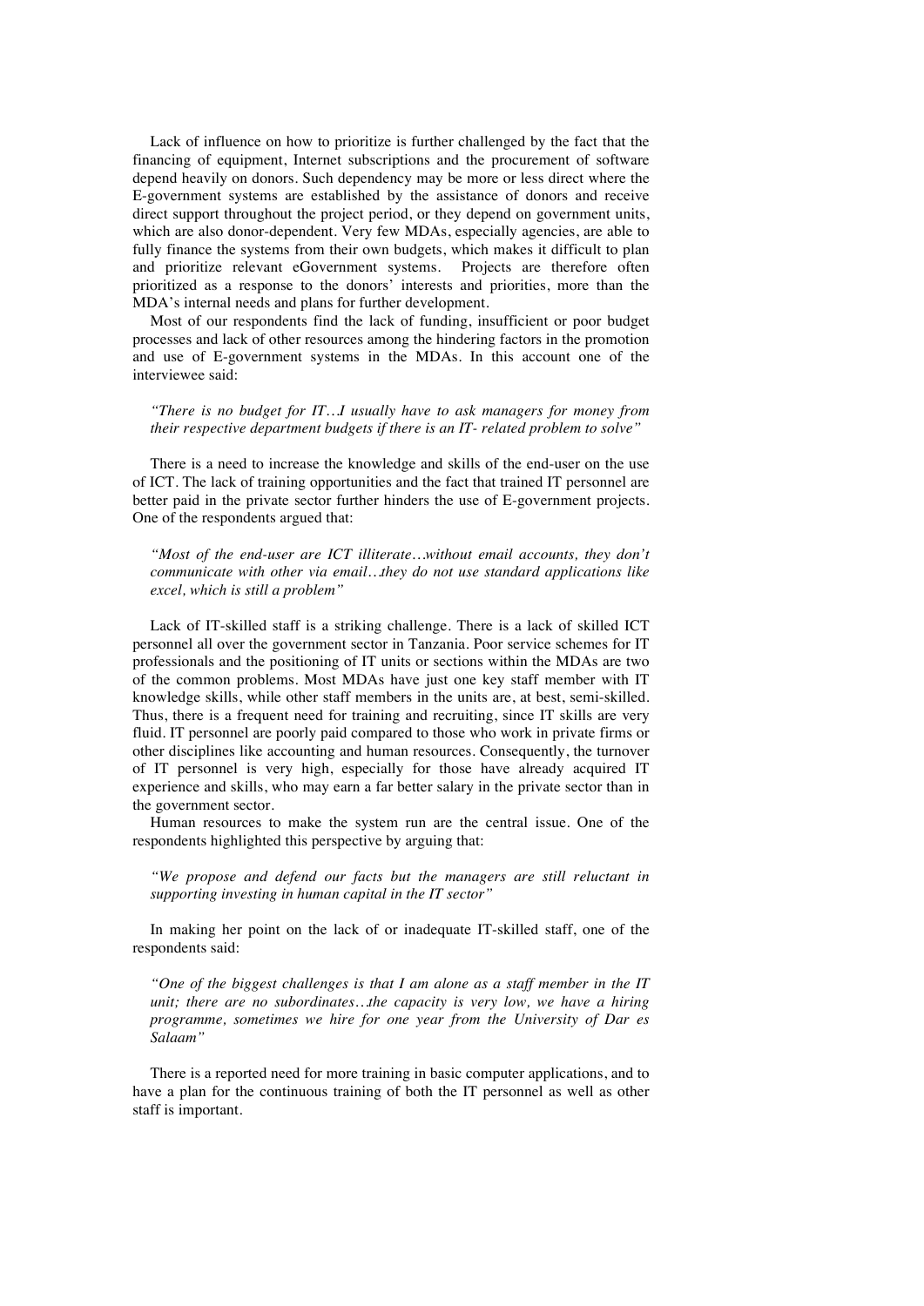Lack of influence on how to prioritize is further challenged by the fact that the financing of equipment, Internet subscriptions and the procurement of software depend heavily on donors. Such dependency may be more or less direct where the E-government systems are established by the assistance of donors and receive direct support throughout the project period, or they depend on government units, which are also donor-dependent. Very few MDAs, especially agencies, are able to fully finance the systems from their own budgets, which makes it difficult to plan and prioritize relevant eGovernment systems. Projects are therefore often prioritized as a response to the donors' interests and priorities, more than the MDA's internal needs and plans for further development.

Most of our respondents find the lack of funding, insufficient or poor budget processes and lack of other resources among the hindering factors in the promotion and use of E-government systems in the MDAs. In this account one of the interviewee said:

*"There is no budget for IT…I usually have to ask managers for money from their respective department budgets if there is an IT- related problem to solve"*

There is a need to increase the knowledge and skills of the end-user on the use of ICT. The lack of training opportunities and the fact that trained IT personnel are better paid in the private sector further hinders the use of E-government projects. One of the respondents argued that:

*"Most of the end-user are ICT illiterate…without email accounts, they don't communicate with other via email…they do not use standard applications like excel, which is still a problem"*

Lack of IT-skilled staff is a striking challenge. There is a lack of skilled ICT personnel all over the government sector in Tanzania. Poor service schemes for IT professionals and the positioning of IT units or sections within the MDAs are two of the common problems. Most MDAs have just one key staff member with IT knowledge skills, while other staff members in the units are, at best, semi-skilled. Thus, there is a frequent need for training and recruiting, since IT skills are very fluid. IT personnel are poorly paid compared to those who work in private firms or other disciplines like accounting and human resources. Consequently, the turnover of IT personnel is very high, especially for those have already acquired IT experience and skills, who may earn a far better salary in the private sector than in the government sector.

Human resources to make the system run are the central issue. One of the respondents highlighted this perspective by arguing that:

*"We propose and defend our facts but the managers are still reluctant in supporting investing in human capital in the IT sector"*

In making her point on the lack of or inadequate IT-skilled staff, one of the respondents said:

*"One of the biggest challenges is that I am alone as a staff member in the IT unit; there are no subordinates…the capacity is very low, we have a hiring programme, sometimes we hire for one year from the University of Dar es Salaam"*

There is a reported need for more training in basic computer applications, and to have a plan for the continuous training of both the IT personnel as well as other staff is important.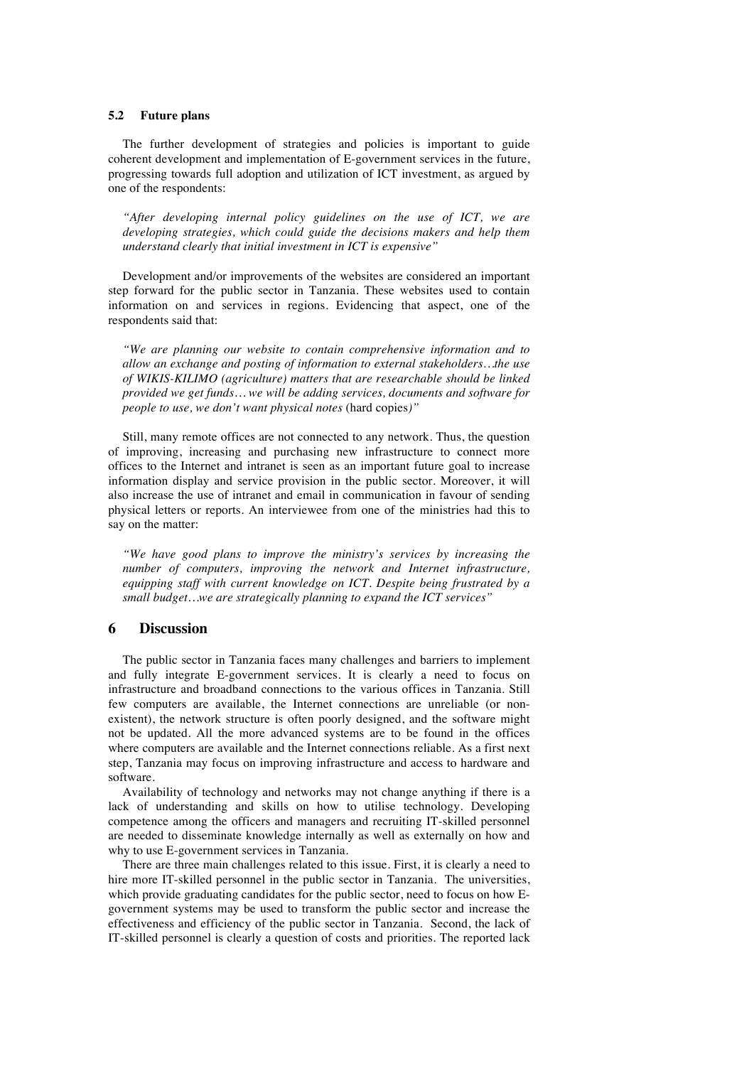### 5.2 Future plans

The further development of strategies and policies is important to guide coherent development and implementation of E-government services in the future, progressing towards full adoption and utilization of ICT investment, as argued by one of the respondents:

*"After developing internal policy guidelines on the use of ICT, we are developing strategies, which could guide the decisions makers and help them understand clearly that initial investment in ICT is expensive"*

Development and/or improvements of the websites are considered an important step forward for the public sector in Tanzania. These websites used to contain information on and services in regions. Evidencing that aspect, one of the respondents said that:

*"We are planning our website to contain comprehensive information and to allow an exchange and posting of information to external stakeholders…the use of WIKIS-KILIMO (agriculture) matters that are researchable should be linked provided we get funds… we will be adding services, documents and software for people to use, we don't want physical notes* (hard copies*)"*

Still, many remote offices are not connected to any network. Thus, the question of improving, increasing and purchasing new infrastructure to connect more offices to the Internet and intranet is seen as an important future goal to increase information display and service provision in the public sector. Moreover, it will also increase the use of intranet and email in communication in favour of sending physical letters or reports. An interviewee from one of the ministries had this to say on the matter:

*"We have good plans to improve the ministry's services by increasing the number of computers, improving the network and Internet infrastructure, equipping staff with current knowledge on ICT. Despite being frustrated by a small budget…we are strategically planning to expand the ICT services"*

## 6 Discussion

The public sector in Tanzania faces many challenges and barriers to implement and fully integrate E-government services. It is clearly a need to focus on infrastructure and broadband connections to the various offices in Tanzania. Still few computers are available, the Internet connections are unreliable (or non-existent), the network structure is often poorly designed, and the software might not be updated. All the more advanced systems are to be found in the offices where computers are available and the Internet connections reliable. As a first next step, Tanzania may focus on improving infrastructure and access to hardware and software.

Availability of technology and networks may not change anything if there is a lack of understanding and skills on how to utilise technology. Developing competence among the officers and managers and recruiting IT-skilled personnel are needed to disseminate knowledge internally as well as externally on how and why to use E-government services in Tanzania.

There are three main challenges related to this issue. First, it is clearly a need to hire more IT-skilled personnel in the public sector in Tanzania. The universities, which provide graduating candidates for the public sector, need to focus on how E-government systems may be used to transform the public sector and increase the effectiveness and efficiency of the public sector in Tanzania. Second, the lack of IT-skilled personnel is clearly a question of costs and priorities. The reported lack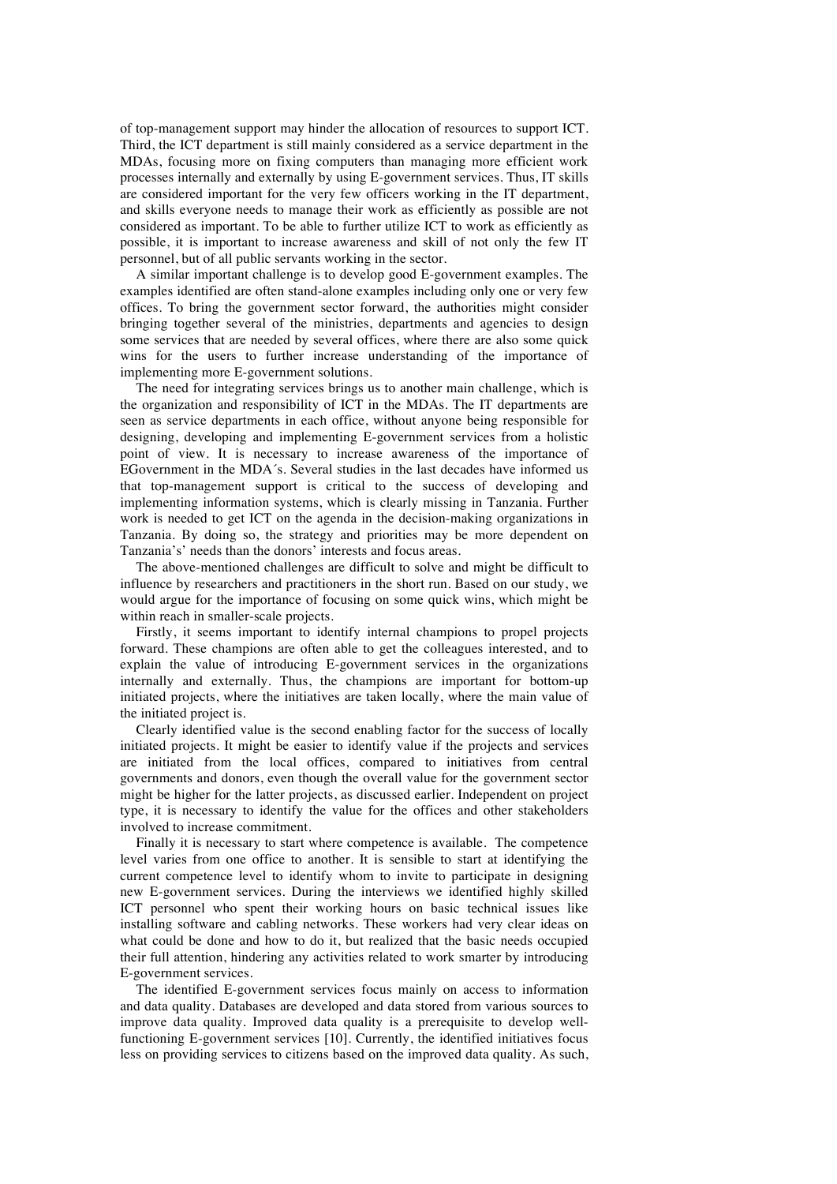of top-management support may hinder the allocation of resources to support ICT. Third, the ICT department is still mainly considered as a service department in the MDAs, focusing more on fixing computers than managing more efficient work processes internally and externally by using E-government services. Thus, IT skills are considered important for the very few officers working in the IT department, and skills everyone needs to manage their work as efficiently as possible are not considered as important. To be able to further utilize ICT to work as efficiently as possible, it is important to increase awareness and skill of not only the few IT personnel, but of all public servants working in the sector.

A similar important challenge is to develop good E-government examples. The examples identified are often stand-alone examples including only one or very few offices. To bring the government sector forward, the authorities might consider bringing together several of the ministries, departments and agencies to design some services that are needed by several offices, where there are also some quick wins for the users to further increase understanding of the importance of implementing more E-government solutions.

The need for integrating services brings us to another main challenge, which is the organization and responsibility of ICT in the MDAs. The IT departments are seen as service departments in each office, without anyone being responsible for designing, developing and implementing E-government services from a holistic point of view. It is necessary to increase awareness of the importance of EGovernment in the MDA´s. Several studies in the last decades have informed us that top-management support is critical to the success of developing and implementing information systems, which is clearly missing in Tanzania. Further work is needed to get ICT on the agenda in the decision-making organizations in Tanzania. By doing so, the strategy and priorities may be more dependent on Tanzania's' needs than the donors' interests and focus areas.

The above-mentioned challenges are difficult to solve and might be difficult to influence by researchers and practitioners in the short run. Based on our study, we would argue for the importance of focusing on some quick wins, which might be within reach in smaller-scale projects.

Firstly, it seems important to identify internal champions to propel projects forward. These champions are often able to get the colleagues interested, and to explain the value of introducing E-government services in the organizations internally and externally. Thus, the champions are important for bottom-up initiated projects, where the initiatives are taken locally, where the main value of the initiated project is.

Clearly identified value is the second enabling factor for the success of locally initiated projects. It might be easier to identify value if the projects and services are initiated from the local offices, compared to initiatives from central governments and donors, even though the overall value for the government sector might be higher for the latter projects, as discussed earlier. Independent on project type, it is necessary to identify the value for the offices and other stakeholders involved to increase commitment.

Finally it is necessary to start where competence is available. The competence level varies from one office to another. It is sensible to start at identifying the current competence level to identify whom to invite to participate in designing new E-government services. During the interviews we identified highly skilled ICT personnel who spent their working hours on basic technical issues like installing software and cabling networks. These workers had very clear ideas on what could be done and how to do it, but realized that the basic needs occupied their full attention, hindering any activities related to work smarter by introducing E-government services.

The identified E-government services focus mainly on access to information and data quality. Databases are developed and data stored from various sources to improve data quality. Improved data quality is a prerequisite to develop well-functioning E-government services [10]. Currently, the identified initiatives focus less on providing services to citizens based on the improved data quality. As such,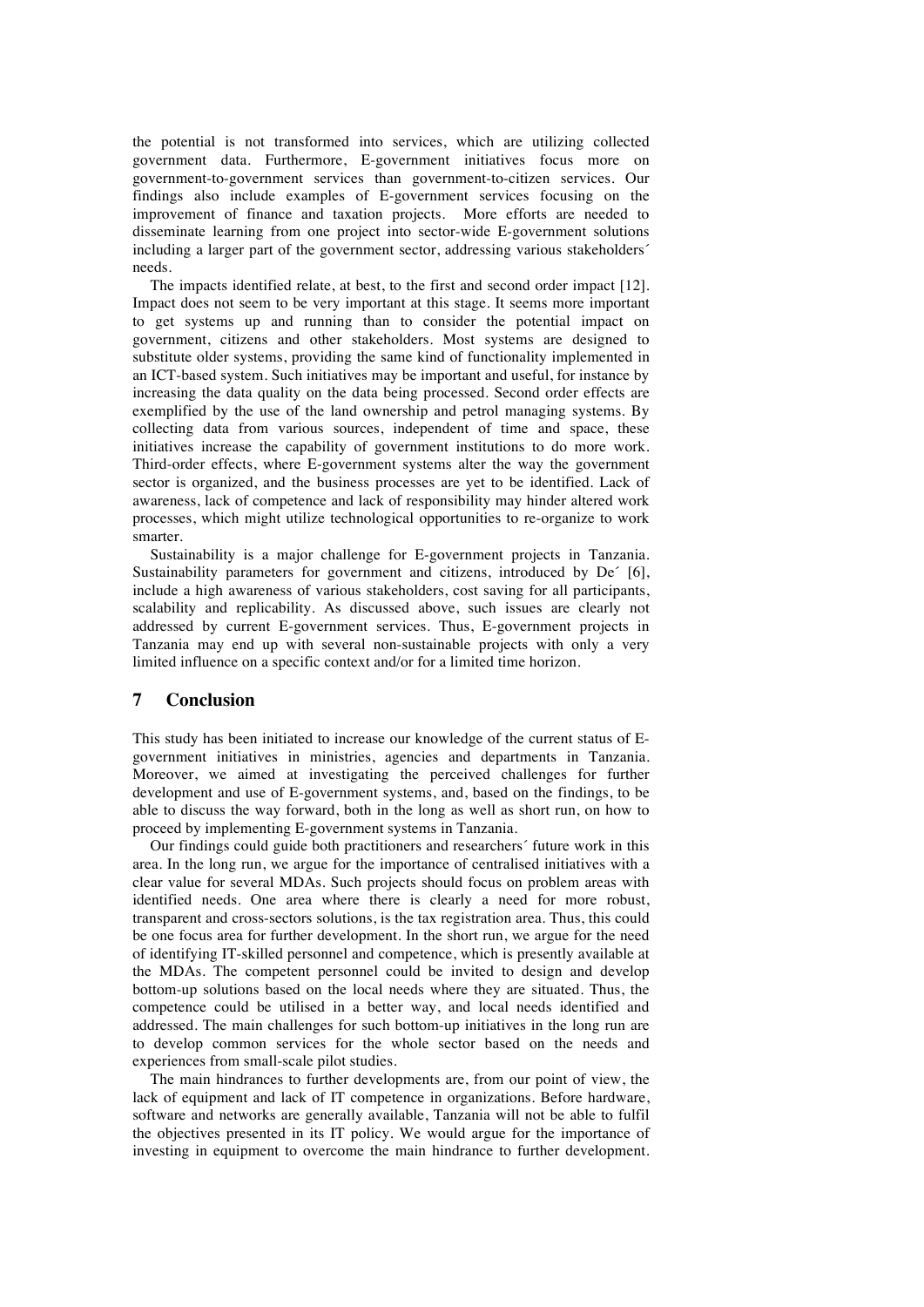the potential is not transformed into services, which are utilizing collected government data. Furthermore, E-government initiatives focus more on government-to-government services than government-to-citizen services. Our findings also include examples of E-government services focusing on the improvement of finance and taxation projects. More efforts are needed to disseminate learning from one project into sector-wide E-government solutions including a larger part of the government sector, addressing various stakeholders´ needs.

The impacts identified relate, at best, to the first and second order impact [12]. Impact does not seem to be very important at this stage. It seems more important to get systems up and running than to consider the potential impact on government, citizens and other stakeholders. Most systems are designed to substitute older systems, providing the same kind of functionality implemented in an ICT-based system. Such initiatives may be important and useful, for instance by increasing the data quality on the data being processed. Second order effects are exemplified by the use of the land ownership and petrol managing systems. By collecting data from various sources, independent of time and space, these initiatives increase the capability of government institutions to do more work. Third-order effects, where E-government systems alter the way the government sector is organized, and the business processes are yet to be identified. Lack of awareness, lack of competence and lack of responsibility may hinder altered work processes, which might utilize technological opportunities to re-organize to work smarter.

Sustainability is a major challenge for E-government projects in Tanzania. Sustainability parameters for government and citizens, introduced by De´ [6], include a high awareness of various stakeholders, cost saving for all participants, scalability and replicability. As discussed above, such issues are clearly not addressed by current E-government services. Thus, E-government projects in Tanzania may end up with several non-sustainable projects with only a very limited influence on a specific context and/or for a limited time horizon.

## 7 Conclusion

This study has been initiated to increase our knowledge of the current status of E-government initiatives in ministries, agencies and departments in Tanzania. Moreover, we aimed at investigating the perceived challenges for further development and use of E-government systems, and, based on the findings, to be able to discuss the way forward, both in the long as well as short run, on how to proceed by implementing E-government systems in Tanzania.

Our findings could guide both practitioners and researchers´ future work in this area. In the long run, we argue for the importance of centralised initiatives with a clear value for several MDAs. Such projects should focus on problem areas with identified needs. One area where there is clearly a need for more robust, transparent and cross-sectors solutions, is the tax registration area. Thus, this could be one focus area for further development. In the short run, we argue for the need of identifying IT-skilled personnel and competence, which is presently available at the MDAs. The competent personnel could be invited to design and develop bottom-up solutions based on the local needs where they are situated. Thus, the competence could be utilised in a better way, and local needs identified and addressed. The main challenges for such bottom-up initiatives in the long run are to develop common services for the whole sector based on the needs and experiences from small-scale pilot studies.

The main hindrances to further developments are, from our point of view, the lack of equipment and lack of IT competence in organizations. Before hardware, software and networks are generally available, Tanzania will not be able to fulfil the objectives presented in its IT policy. We would argue for the importance of investing in equipment to overcome the main hindrance to further development.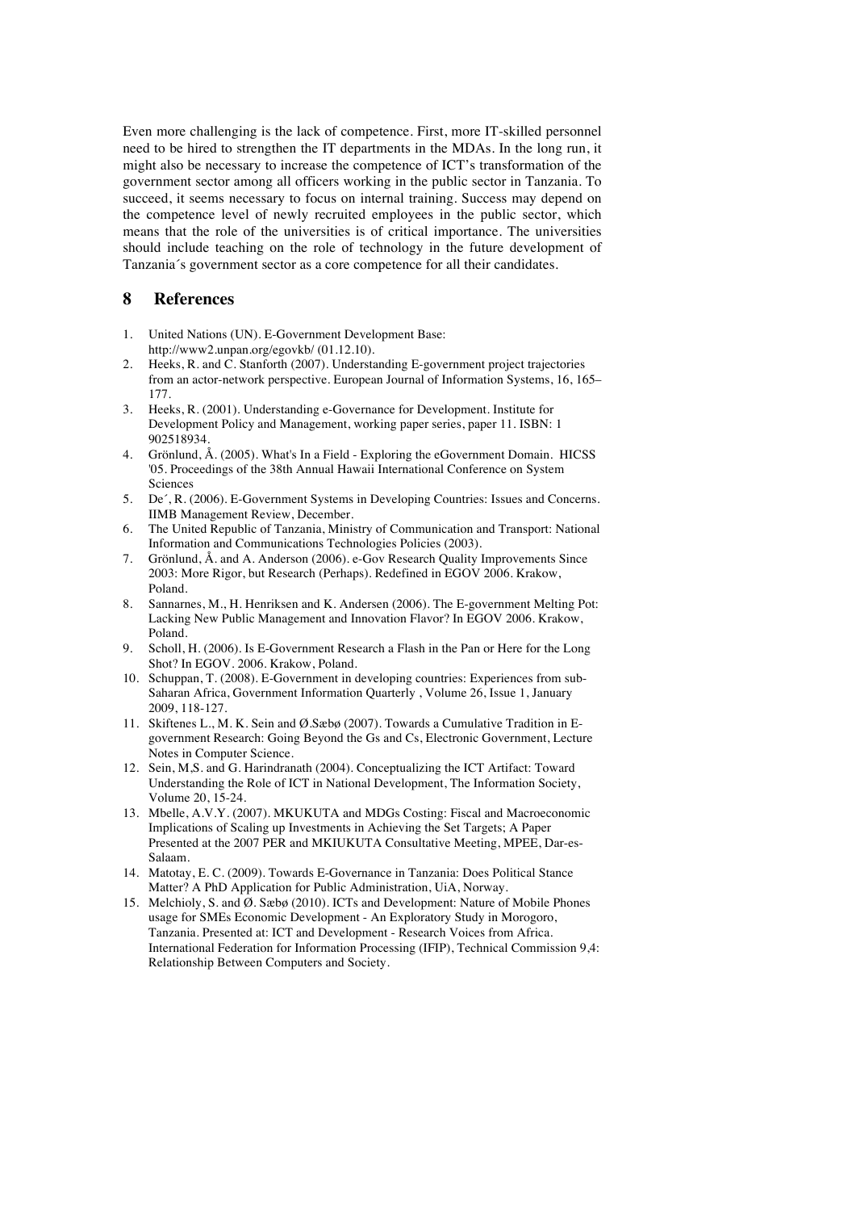Even more challenging is the lack of competence. First, more IT-skilled personnel need to be hired to strengthen the IT departments in the MDAs. In the long run, it might also be necessary to increase the competence of ICT's transformation of the government sector among all officers working in the public sector in Tanzania. To succeed, it seems necessary to focus on internal training. Success may depend on the competence level of newly recruited employees in the public sector, which means that the role of the universities is of critical importance. The universities should include teaching on the role of technology in the future development of Tanzania´s government sector as a core competence for all their candidates.

## 8 References

1. United Nations (UN). E-Government Development Base: http://www2.unpan.org/egovkb/ (01.12.10).
2. Heeks, R. and C. Stanforth (2007). Understanding E-government project trajectories from an actor-network perspective. European Journal of Information Systems, 16, 165–177.
3. Heeks, R. (2001). Understanding e-Governance for Development. Institute for Development Policy and Management, working paper series, paper 11. ISBN: 1 902518934.
4. Grönlund, Å. (2005). What's In a Field - Exploring the eGovernment Domain. HICSS '05. Proceedings of the 38th Annual Hawaii International Conference on System Sciences
5. De´, R. (2006). E-Government Systems in Developing Countries: Issues and Concerns. IIMB Management Review, December.
6. The United Republic of Tanzania, Ministry of Communication and Transport: National Information and Communications Technologies Policies (2003).
7. Grönlund, Å. and A. Anderson (2006). e-Gov Research Quality Improvements Since 2003: More Rigor, but Research (Perhaps). Redefined in EGOV 2006. Krakow, Poland.
8. Sannarnes, M., H. Henriksen and K. Andersen (2006). The E-government Melting Pot: Lacking New Public Management and Innovation Flavor? In EGOV 2006. Krakow, Poland.
9. Scholl, H. (2006). Is E-Government Research a Flash in the Pan or Here for the Long Shot? In EGOV. 2006. Krakow, Poland.
10. Schuppan, T. (2008). E-Government in developing countries: Experiences from sub-Saharan Africa, Government Information Quarterly , Volume 26, Issue 1, January 2009, 118-127.
11. Skiftenes L., M. K. Sein and Ø.Sæbø (2007). Towards a Cumulative Tradition in E-government Research: Going Beyond the Gs and Cs, Electronic Government, Lecture Notes in Computer Science.
12. Sein, M,S. and G. Harindranath (2004). Conceptualizing the ICT Artifact: Toward Understanding the Role of ICT in National Development, The Information Society, Volume 20, 15-24.
13. Mbelle, A.V.Y. (2007). MKUKUTA and MDGs Costing: Fiscal and Macroeconomic Implications of Scaling up Investments in Achieving the Set Targets; A Paper Presented at the 2007 PER and MKIUKUTA Consultative Meeting, MPEE, Dar-es-Salaam.
14. Matotay, E. C. (2009). Towards E-Governance in Tanzania: Does Political Stance Matter? A PhD Application for Public Administration, UiA, Norway.
15. Melchioly, S. and Ø. Sæbø (2010). ICTs and Development: Nature of Mobile Phones usage for SMEs Economic Development - An Exploratory Study in Morogoro, Tanzania. Presented at: ICT and Development - Research Voices from Africa. International Federation for Information Processing (IFIP), Technical Commission 9,4: Relationship Between Computers and Society.